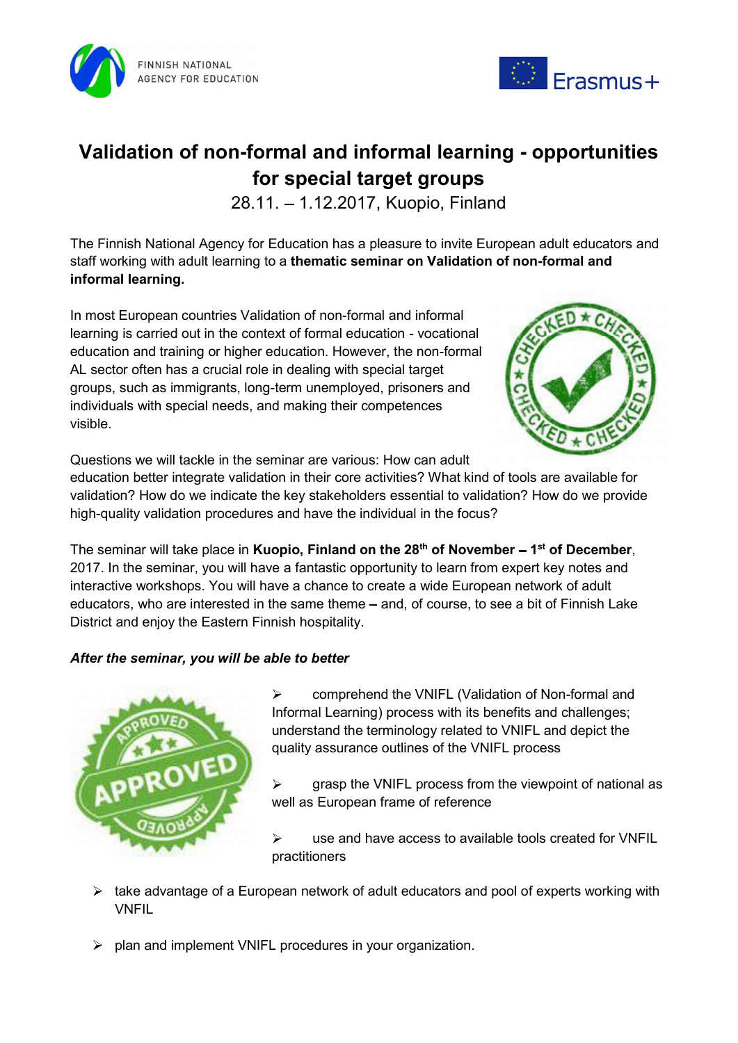FINNISH NATIONAL AGENCY FOR EDUCATION

Erasmus+

# Validation of non-formal and informal learning - opportunities for special target groups

28.11. – 1.12.2017, Kuopio, Finland

The Finnish National Agency for Education has a pleasure to invite European adult educators and staff working with adult learning to a **thematic seminar on Validation of non-formal and informal learning.**

In most European countries Validation of non-formal and informal learning is carried out in the context of formal education - vocational education and training or higher education. However, the non-formal AL sector often has a crucial role in dealing with special target groups, such as immigrants, long-term unemployed, prisoners and individuals with special needs, and making their competences visible.

Questions we will tackle in the seminar are various: How can adult education better integrate validation in their core activities? What kind of tools are available for validation? How do we indicate the key stakeholders essential to validation? How do we provide high-quality validation procedures and have the individual in the focus?

The seminar will take place in **Kuopio, Finland on the 28th of November – 1st of December**, 2017. In the seminar, you will have a fantastic opportunity to learn from expert key notes and interactive workshops. You will have a chance to create a wide European network of adult educators, who are interested in the same theme – and, of course, to see a bit of Finnish Lake District and enjoy the Eastern Finnish hospitality.

***After the seminar, you will be able to better***

- comprehend the VNIFL (Validation of Non-formal and Informal Learning) process with its benefits and challenges; understand the terminology related to VNIFL and depict the quality assurance outlines of the VNIFL process
- grasp the VNIFL process from the viewpoint of national as well as European frame of reference
- use and have access to available tools created for VNFIL practitioners
- take advantage of a European network of adult educators and pool of experts working with VNFIL
- plan and implement VNIFL procedures in your organization.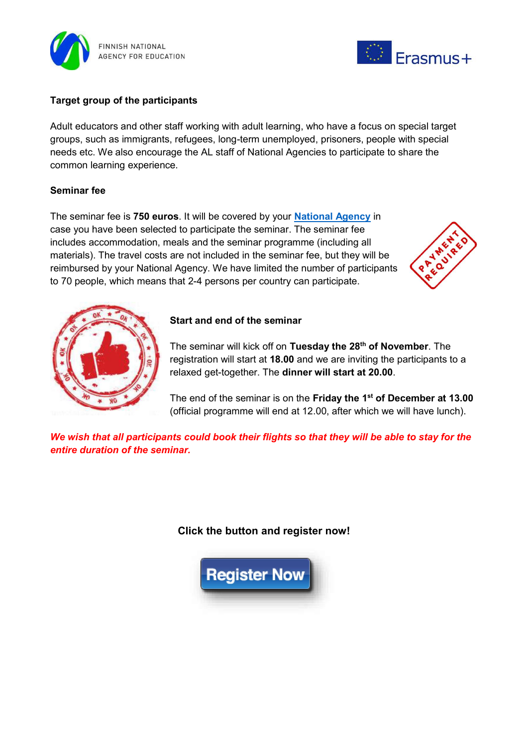**Target group of the participants**

Adult educators and other staff working with adult learning, who have a focus on special target groups, such as immigrants, refugees, long-term unemployed, prisoners, people with special needs etc. We also encourage the AL staff of National Agencies to participate to share the common learning experience.

**Seminar fee**

The seminar fee is **750 euros**. It will be covered by your **National Agency** in case you have been selected to participate the seminar. The seminar fee includes accommodation, meals and the seminar programme (including all materials). The travel costs are not included in the seminar fee, but they will be reimbursed by your National Agency. We have limited the number of participants to 70 people, which means that 2-4 persons per country can participate.

**Start and end of the seminar**

The seminar will kick off on **Tuesday the 28th of November**. The registration will start at **18.00** and we are inviting the participants to a relaxed get-together. The **dinner will start at 20.00**.

The end of the seminar is on the **Friday the 1st of December at 13.00** (official programme will end at 12.00, after which we will have lunch).

***We wish that all participants could book their flights so that they will be able to stay for the entire duration of the seminar.***

**Click the button and register now!**

Register Now